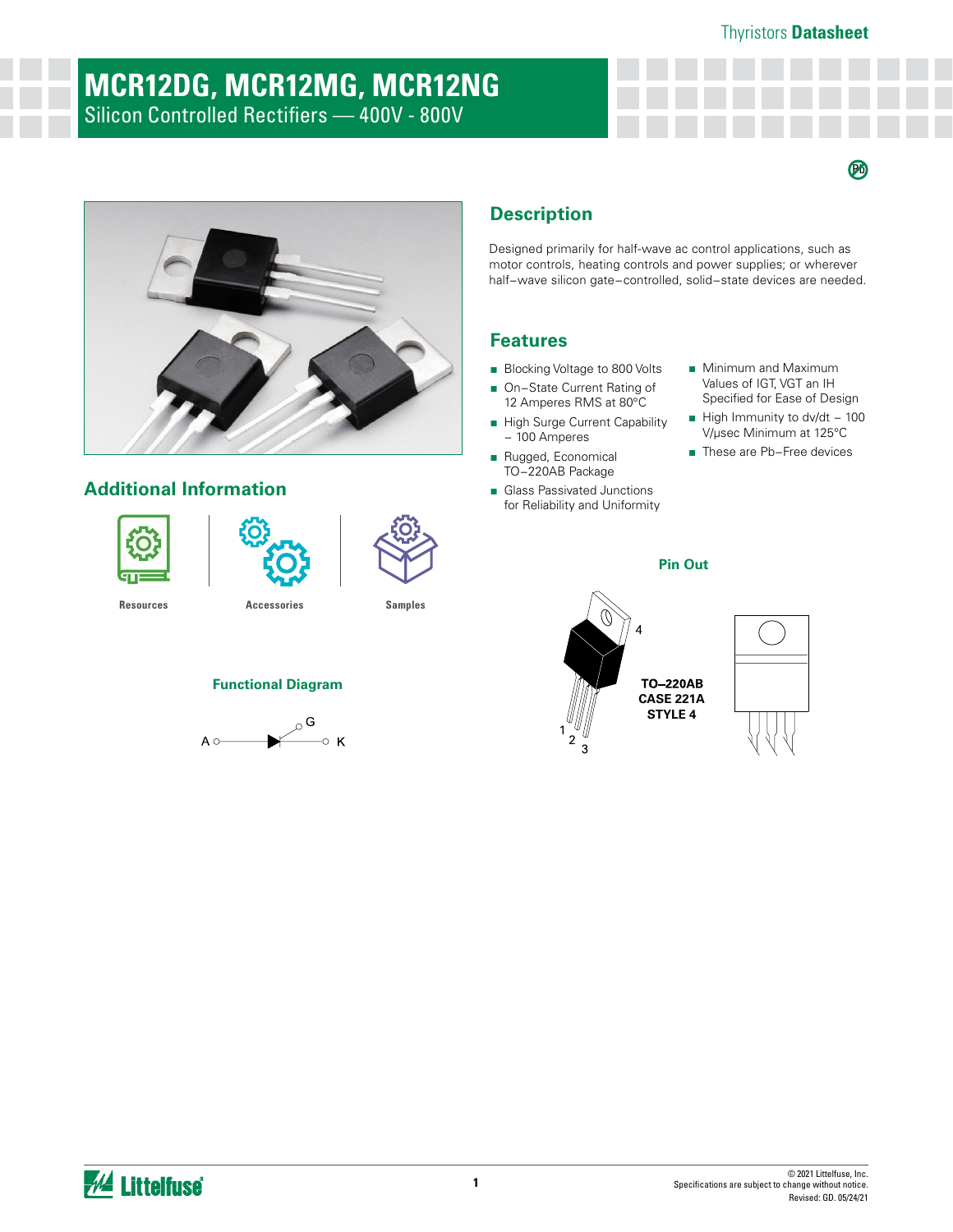# MCR12DG, MCR12MG, MCR12NG

Silicon Controlled Rectifiers — 400V - 800V

## Description

Designed primarily for half-wave ac control applications, such as motor controls, heating controls and power supplies; or wherever half−wave silicon gate−controlled, solid−state devices are needed.

## Features

- Blocking Voltage to 800 Volts
- On−State Current Rating of 12 Amperes RMS at 80°C
- High Surge Current Capability − 100 Amperes
- Rugged, Economical TO−220AB Package
- Glass Passivated Junctions for Reliability and Uniformity
- Minimum and Maximum Values of IGT, VGT an IH Specified for Ease of Design
- High Immunity to dv/dt − 100 V/µsec Minimum at 125°C
- These are Pb−Free devices

## Additional Information

Resources | Accessories | Samples

### Functional Diagram

A — G — K

### Pin Out

TO–220AB
CASE 221A
STYLE 4

1, 2, 3, 4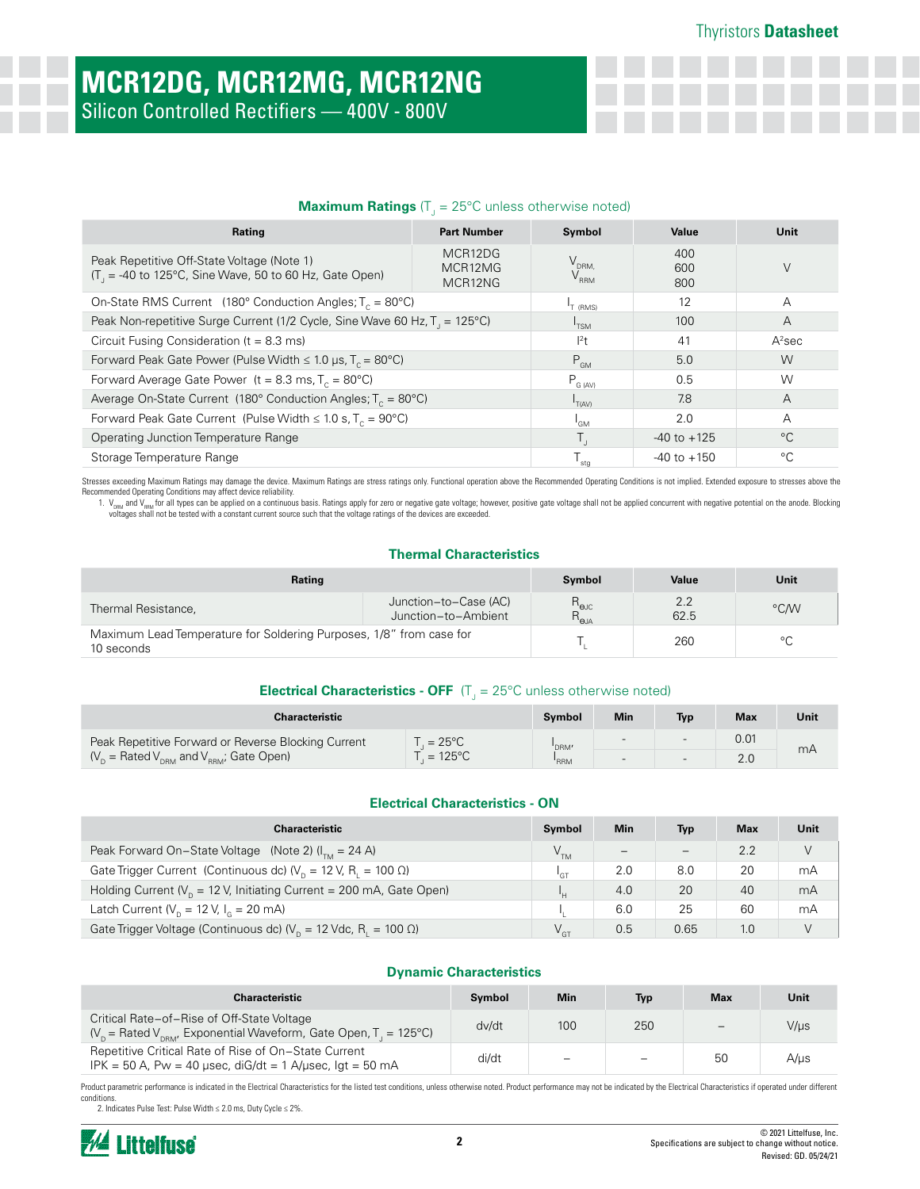# MCR12DG, MCR12MG, MCR12NG

Silicon Controlled Rectifiers — 400V - 800V

### Maximum Ratings ($T_J$ = 25°C unless otherwise noted)

| Rating | Part Number | Symbol | Value | Unit |
|---|---|---|---|---|
| Peak Repetitive Off-State Voltage (Note 1) ($T_J$ = -40 to 125°C, Sine Wave, 50 to 60 Hz, Gate Open) | MCR12DG<br>MCR12MG<br>MCR12NG | $V_{DRM}$, $V_{RRM}$ | 400<br>600<br>800 | V |
| On-State RMS Current (180° Conduction Angles; $T_C$ = 80°C) | | $I_{T(RMS)}$ | 12 | A |
| Peak Non-repetitive Surge Current (1/2 Cycle, Sine Wave 60 Hz, $T_J$ = 125°C) | | $I_{TSM}$ | 100 | A |
| Circuit Fusing Consideration (t = 8.3 ms) | | $I^2t$ | 41 | $A^2$sec |
| Forward Peak Gate Power (Pulse Width ≤ 1.0 μs, $T_C$ = 80°C) | | $P_{GM}$ | 5.0 | W |
| Forward Average Gate Power (t = 8.3 ms, $T_C$ = 80°C) | | $P_{G(AV)}$ | 0.5 | W |
| Average On-State Current (180° Conduction Angles; $T_C$ = 80°C) | | $I_{T(AV)}$ | 7.8 | A |
| Forward Peak Gate Current (Pulse Width ≤ 1.0 s, $T_C$ = 90°C) | | $I_{GM}$ | 2.0 | A |
| Operating Junction Temperature Range | | $T_J$ | -40 to +125 | °C |
| Storage Temperature Range | | $T_{stg}$ | -40 to +150 | °C |

Stresses exceeding Maximum Ratings may damage the device. Maximum Ratings are stress ratings only. Functional operation above the Recommended Operating Conditions is not implied. Extended exposure to stresses above the Recommended Operating Conditions may affect device reliability.

1. $V_{DRM}$ and $V_{RRM}$ for all types can be applied on a continuous basis. Ratings apply for zero or negative gate voltage; however, positive gate voltage shall not be applied concurrent with negative potential on the anode. Blocking voltages shall not be tested with a constant current source such that the voltage ratings of the devices are exceeded.

### Thermal Characteristics

| Rating | | Symbol | Value | Unit |
|---|---|---|---|---|
| Thermal Resistance, | Junction−to−Case (AC)<br>Junction−to−Ambient | $R_{\theta JC}$<br>$R_{\theta JA}$ | 2.2<br>62.5 | °C/W |
| Maximum Lead Temperature for Soldering Purposes, 1/8" from case for 10 seconds | | $T_L$ | 260 | °C |

### Electrical Characteristics - OFF ($T_J$ = 25°C unless otherwise noted)

| Characteristic | | Symbol | Min | Typ | Max | Unit |
|---|---|---|---|---|---|---|
| Peak Repetitive Forward or Reverse Blocking Current ($V_D$ = Rated $V_{DRM}$ and $V_{RRM}$; Gate Open) | $T_J$ = 25°C | $I_{DRM}$, $I_{RRM}$ | - | - | 0.01 | mA |
| | $T_J$ = 125°C | | - | - | 2.0 | |

### Electrical Characteristics - ON

| Characteristic | Symbol | Min | Typ | Max | Unit |
|---|---|---|---|---|---|
| Peak Forward On−State Voltage (Note 2) ($I_{TM}$ = 24 A) | $V_{TM}$ | – | – | 2.2 | V |
| Gate Trigger Current (Continuous dc) ($V_D$ = 12 V, $R_L$ = 100 Ω) | $I_{GT}$ | 2.0 | 8.0 | 20 | mA |
| Holding Current ($V_D$ = 12 V, Initiating Current = 200 mA, Gate Open) | $I_H$ | 4.0 | 20 | 40 | mA |
| Latch Current ($V_D$ = 12 V, $I_G$ = 20 mA) | $I_L$ | 6.0 | 25 | 60 | mA |
| Gate Trigger Voltage (Continuous dc) ($V_D$ = 12 Vdc, $R_L$ = 100 Ω) | $V_{GT}$ | 0.5 | 0.65 | 1.0 | V |

### Dynamic Characteristics

| Characteristic | Symbol | Min | Typ | Max | Unit |
|---|---|---|---|---|---|
| Critical Rate−of−Rise of Off-State Voltage ($V_D$ = Rated $V_{DRM}$, Exponential Waveform, Gate Open, $T_J$ = 125°C) | dv/dt | 100 | 250 | – | V/μs |
| Repetitive Critical Rate of Rise of On−State Current IPK = 50 A, Pw = 40 μsec, diG/dt = 1 A/μsec, Igt = 50 mA | di/dt | – | – | 50 | A/μs |

Product parametric performance is indicated in the Electrical Characteristics for the listed test conditions, unless otherwise noted. Product performance may not be indicated by the Electrical Characteristics if operated under different conditions.

2. Indicates Pulse Test: Pulse Width ≤ 2.0 ms, Duty Cycle ≤ 2%.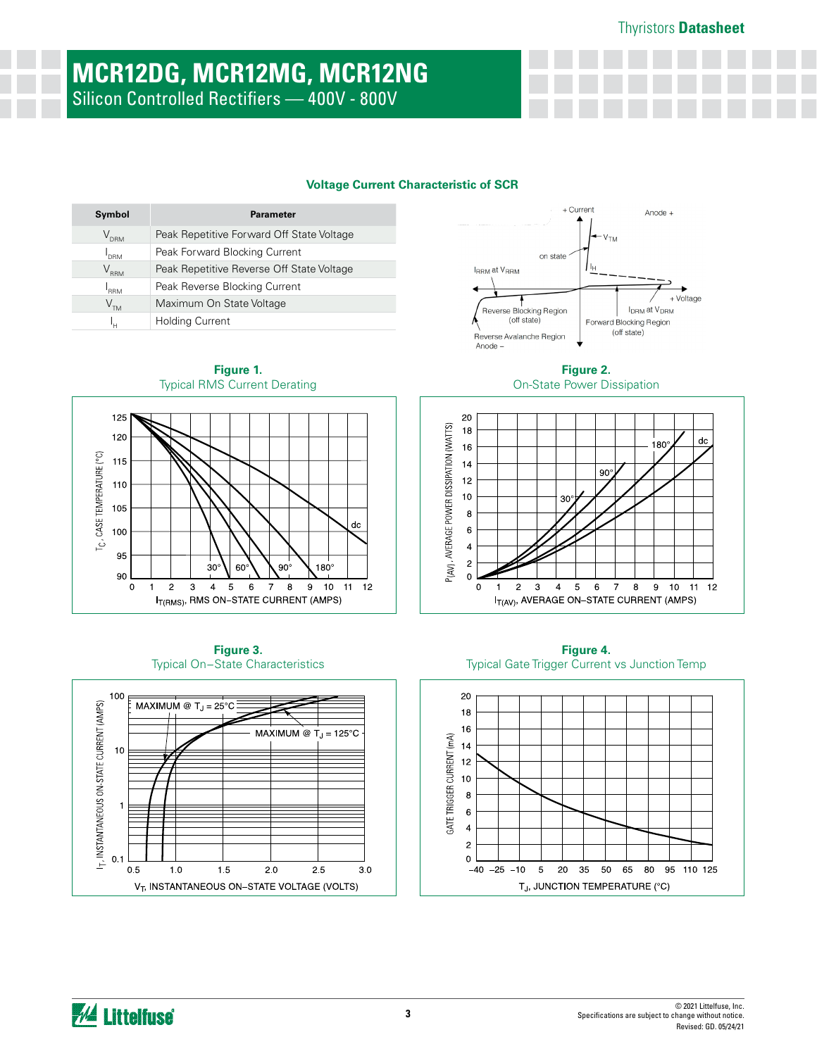# MCR12DG, MCR12MG, MCR12NG

Silicon Controlled Rectifiers — 400V - 800V

### Voltage Current Characteristic of SCR

| Symbol | Parameter |
|---|---|
| $V_{DRM}$ | Peak Repetitive Forward Off State Voltage |
| $I_{DRM}$ | Peak Forward Blocking Current |
| $V_{RRM}$ | Peak Repetitive Reverse Off State Voltage |
| $I_{RRM}$ | Peak Reverse Blocking Current |
| $V_{TM}$ | Maximum On State Voltage |
| $I_H$ | Holding Current |

+ Current, Anode +, $V_{TM}$, on state, $I_{RRM}$ at $V_{RRM}$, $I_H$, + Voltage, Reverse Blocking Region (off state), $I_{DRM}$ at $V_{DRM}$, Forward Blocking Region (off state), Reverse Avalanche Region, Anode –

**Figure 1.**
Typical RMS Current Derating

$T_C$, CASE TEMPERATURE (°C) vs $I_{T(RMS)}$, RMS ON–STATE CURRENT (AMPS); curves: 30°, 60°, 90°, 180°, dc

**Figure 2.**
On-State Power Dissipation

$P_{(AV)}$, AVERAGE POWER DISSIPATION (WATTS) vs $I_{T(AV)}$, AVERAGE ON–STATE CURRENT (AMPS); curves: 30°, 90°, 180°, dc

**Figure 3.**
Typical On–State Characteristics

$I_T$, INSTANTANEOUS ON-STATE CURRENT (AMPS) vs $V_T$, INSTANTANEOUS ON–STATE VOLTAGE (VOLTS); curves: MAXIMUM @ $T_J$ = 25°C, MAXIMUM @ $T_J$ = 125°C

**Figure 4.**
Typical Gate Trigger Current vs Junction Temp

GATE TRIGGER CURRENT (mA) vs $T_J$, JUNCTION TEMPERATURE (°C)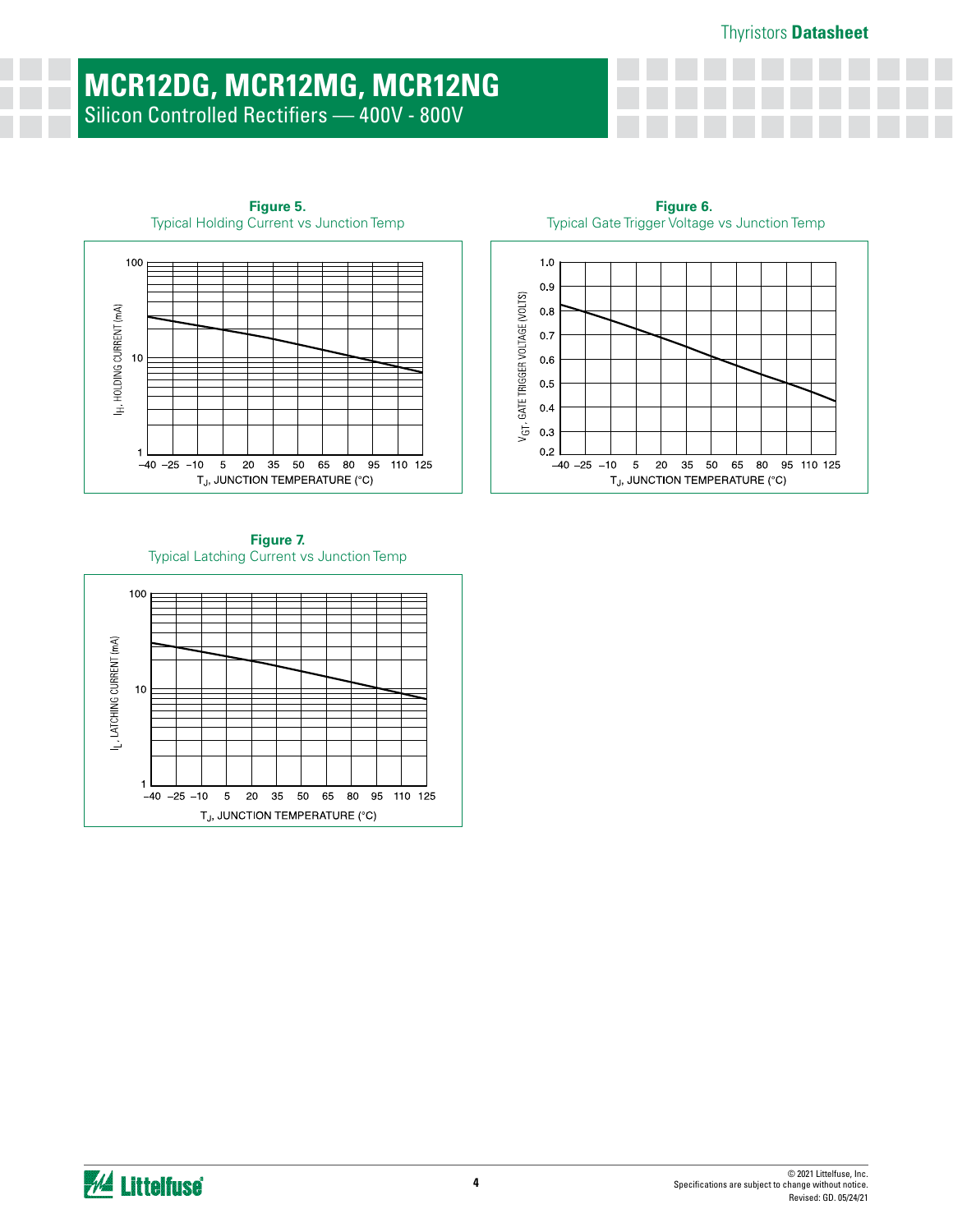**Figure 5.**
Typical Holding Current vs Junction Temp

**Figure 6.**
Typical Gate Trigger Voltage vs Junction Temp

**Figure 7.**
Typical Latching Current vs Junction Temp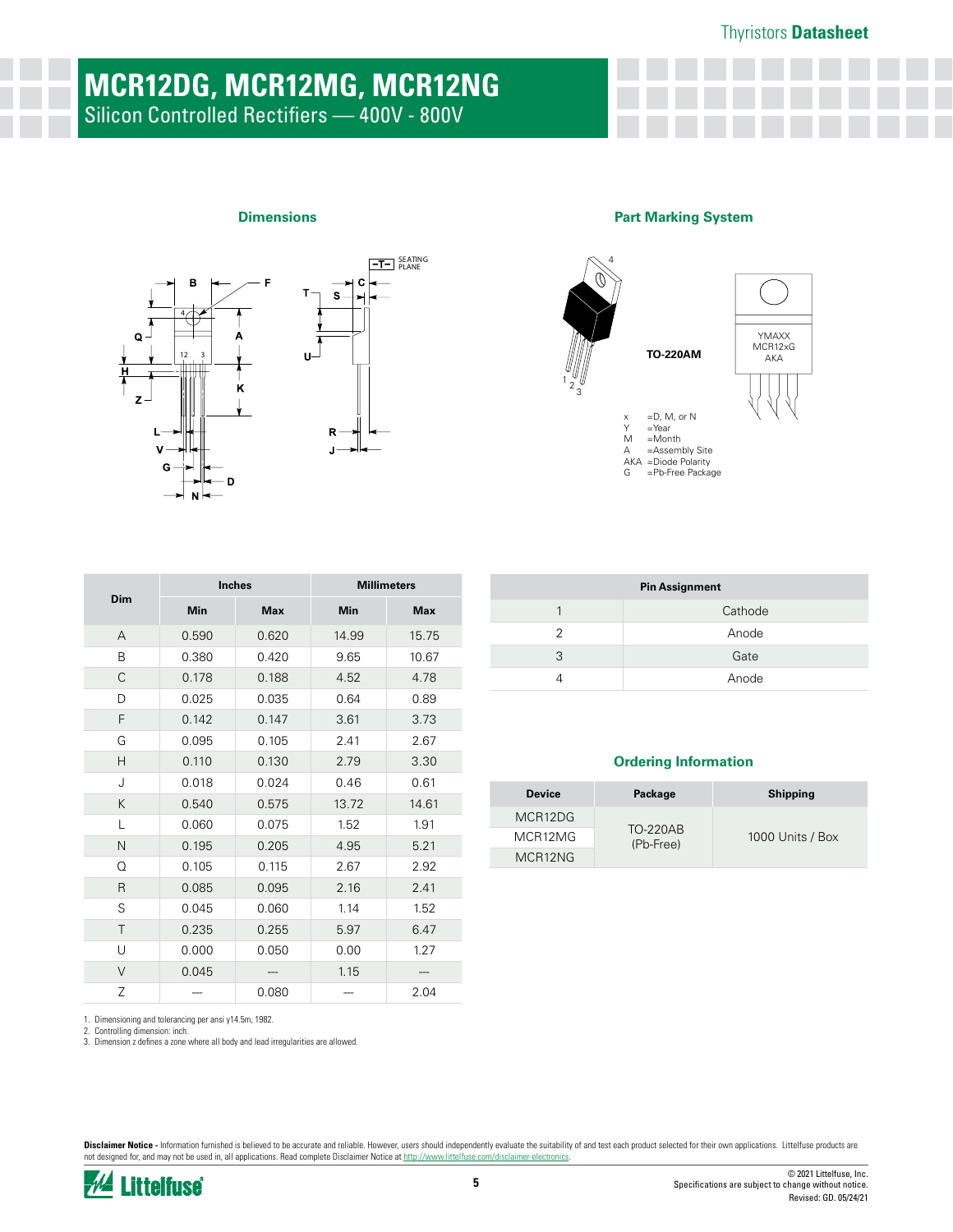# MCR12DG, MCR12MG, MCR12NG

Silicon Controlled Rectifiers — 400V - 800V

## Dimensions

B F Q A H K Z L V G D N

T S C SEATING PLANE U R J

-T-

## Part Marking System

TO-220AM

YMAXX
MCR12xG
AKA

x =D, M, or N
Y =Year
M =Month
A =Assembly Site
AKA =Diode Polarity
G =Pb-Free Package

| Dim | Inches | | Millimeters | |
|---|---|---|---|---|
| | Min | Max | Min | Max |
| A | 0.590 | 0.620 | 14.99 | 15.75 |
| B | 0.380 | 0.420 | 9.65 | 10.67 |
| C | 0.178 | 0.188 | 4.52 | 4.78 |
| D | 0.025 | 0.035 | 0.64 | 0.89 |
| F | 0.142 | 0.147 | 3.61 | 3.73 |
| G | 0.095 | 0.105 | 2.41 | 2.67 |
| H | 0.110 | 0.130 | 2.79 | 3.30 |
| J | 0.018 | 0.024 | 0.46 | 0.61 |
| K | 0.540 | 0.575 | 13.72 | 14.61 |
| L | 0.060 | 0.075 | 1.52 | 1.91 |
| N | 0.195 | 0.205 | 4.95 | 5.21 |
| Q | 0.105 | 0.115 | 2.67 | 2.92 |
| R | 0.085 | 0.095 | 2.16 | 2.41 |
| S | 0.045 | 0.060 | 1.14 | 1.52 |
| T | 0.235 | 0.255 | 5.97 | 6.47 |
| U | 0.000 | 0.050 | 0.00 | 1.27 |
| V | 0.045 | --- | 1.15 | --- |
| Z | --- | 0.080 | --- | 2.04 |

1. Dimensioning and tolerancing per ansi y14.5m, 1982.
2. Controlling dimension: inch.
3. Dimension z defines a zone where all body and lead irregularities are allowed.

| Pin Assignment | |
|---|---|
| 1 | Cathode |
| 2 | Anode |
| 3 | Gate |
| 4 | Anode |

## Ordering Information

| Device | Package | Shipping |
|---|---|---|
| MCR12DG | TO-220AB (Pb-Free) | 1000 Units / Box |
| MCR12MG | | |
| MCR12NG | | |

**Disclaimer Notice -** Information furnished is believed to be accurate and reliable. However, users should independently evaluate the suitability of and test each product selected for their own applications. Littelfuse products are not designed for, and may not be used in, all applications. Read complete Disclaimer Notice at http://www.littelfuse.com/disclaimer-electronics.

© 2021 Littelfuse, Inc.
Specifications are subject to change without notice.
Revised: GD. 05/24/21